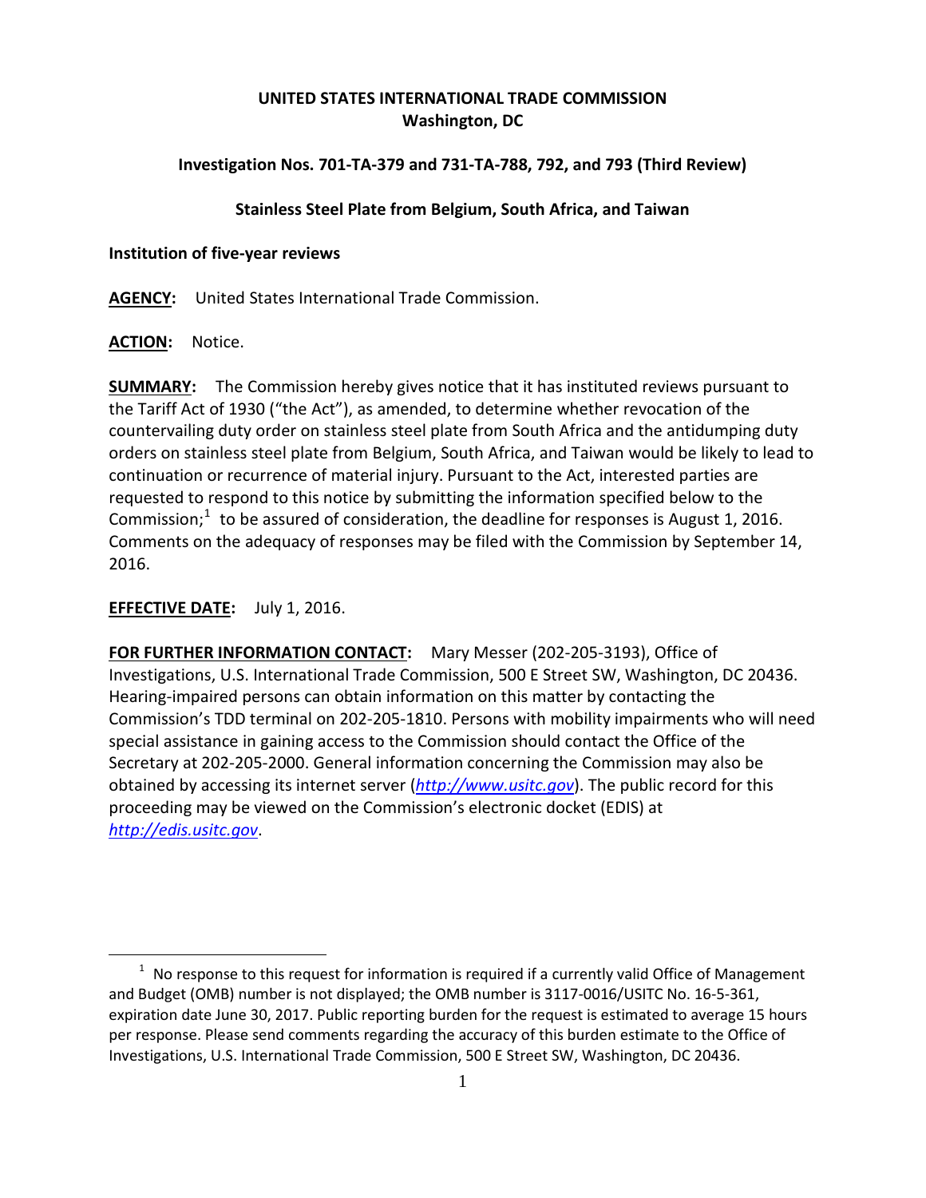**UNITED STATES INTERNATIONAL TRADE COMMISSION**
**Washington, DC**

**Investigation Nos. 701-TA-379 and 731-TA-788, 792, and 793 (Third Review)**

**Stainless Steel Plate from Belgium, South Africa, and Taiwan**

**Institution of five-year reviews**

**AGENCY:** United States International Trade Commission.

**ACTION:** Notice.

**SUMMARY:** The Commission hereby gives notice that it has instituted reviews pursuant to the Tariff Act of 1930 ("the Act"), as amended, to determine whether revocation of the countervailing duty order on stainless steel plate from South Africa and the antidumping duty orders on stainless steel plate from Belgium, South Africa, and Taiwan would be likely to lead to continuation or recurrence of material injury. Pursuant to the Act, interested parties are requested to respond to this notice by submitting the information specified below to the Commission;[1] to be assured of consideration, the deadline for responses is August 1, 2016. Comments on the adequacy of responses may be filed with the Commission by September 14, 2016.

**EFFECTIVE DATE:** July 1, 2016.

**FOR FURTHER INFORMATION CONTACT:** Mary Messer (202-205-3193), Office of Investigations, U.S. International Trade Commission, 500 E Street SW, Washington, DC 20436. Hearing-impaired persons can obtain information on this matter by contacting the Commission's TDD terminal on 202-205-1810. Persons with mobility impairments who will need special assistance in gaining access to the Commission should contact the Office of the Secretary at 202-205-2000. General information concerning the Commission may also be obtained by accessing its internet server (*http://www.usitc.gov*). The public record for this proceeding may be viewed on the Commission's electronic docket (EDIS) at *http://edis.usitc.gov*.

---

[1] No response to this request for information is required if a currently valid Office of Management and Budget (OMB) number is not displayed; the OMB number is 3117-0016/USITC No. 16-5-361, expiration date June 30, 2017. Public reporting burden for the request is estimated to average 15 hours per response. Please send comments regarding the accuracy of this burden estimate to the Office of Investigations, U.S. International Trade Commission, 500 E Street SW, Washington, DC 20436.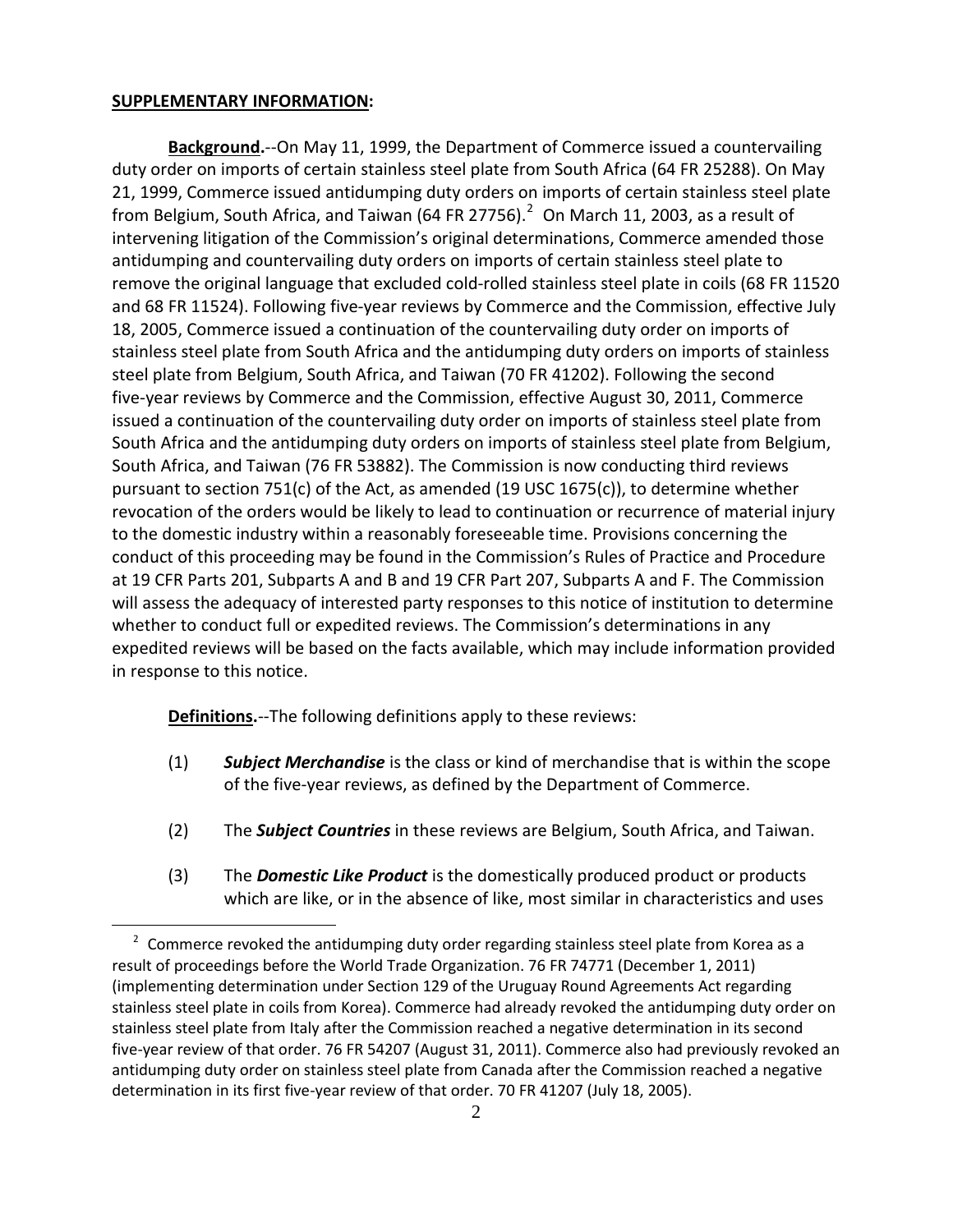**SUPPLEMENTARY INFORMATION:**

**Background.**--On May 11, 1999, the Department of Commerce issued a countervailing duty order on imports of certain stainless steel plate from South Africa (64 FR 25288). On May 21, 1999, Commerce issued antidumping duty orders on imports of certain stainless steel plate from Belgium, South Africa, and Taiwan (64 FR 27756).[2] On March 11, 2003, as a result of intervening litigation of the Commission's original determinations, Commerce amended those antidumping and countervailing duty orders on imports of certain stainless steel plate to remove the original language that excluded cold-rolled stainless steel plate in coils (68 FR 11520 and 68 FR 11524). Following five-year reviews by Commerce and the Commission, effective July 18, 2005, Commerce issued a continuation of the countervailing duty order on imports of stainless steel plate from South Africa and the antidumping duty orders on imports of stainless steel plate from Belgium, South Africa, and Taiwan (70 FR 41202). Following the second five-year reviews by Commerce and the Commission, effective August 30, 2011, Commerce issued a continuation of the countervailing duty order on imports of stainless steel plate from South Africa and the antidumping duty orders on imports of stainless steel plate from Belgium, South Africa, and Taiwan (76 FR 53882). The Commission is now conducting third reviews pursuant to section 751(c) of the Act, as amended (19 USC 1675(c)), to determine whether revocation of the orders would be likely to lead to continuation or recurrence of material injury to the domestic industry within a reasonably foreseeable time. Provisions concerning the conduct of this proceeding may be found in the Commission's Rules of Practice and Procedure at 19 CFR Parts 201, Subparts A and B and 19 CFR Part 207, Subparts A and F. The Commission will assess the adequacy of interested party responses to this notice of institution to determine whether to conduct full or expedited reviews. The Commission's determinations in any expedited reviews will be based on the facts available, which may include information provided in response to this notice.

**Definitions.**--The following definitions apply to these reviews:

(1) ***Subject Merchandise*** is the class or kind of merchandise that is within the scope of the five-year reviews, as defined by the Department of Commerce.

(2) The ***Subject Countries*** in these reviews are Belgium, South Africa, and Taiwan.

(3) The ***Domestic Like Product*** is the domestically produced product or products which are like, or in the absence of like, most similar in characteristics and uses

[2] Commerce revoked the antidumping duty order regarding stainless steel plate from Korea as a result of proceedings before the World Trade Organization. 76 FR 74771 (December 1, 2011) (implementing determination under Section 129 of the Uruguay Round Agreements Act regarding stainless steel plate in coils from Korea). Commerce had already revoked the antidumping duty order on stainless steel plate from Italy after the Commission reached a negative determination in its second five-year review of that order. 76 FR 54207 (August 31, 2011). Commerce also had previously revoked an antidumping duty order on stainless steel plate from Canada after the Commission reached a negative determination in its first five-year review of that order. 70 FR 41207 (July 18, 2005).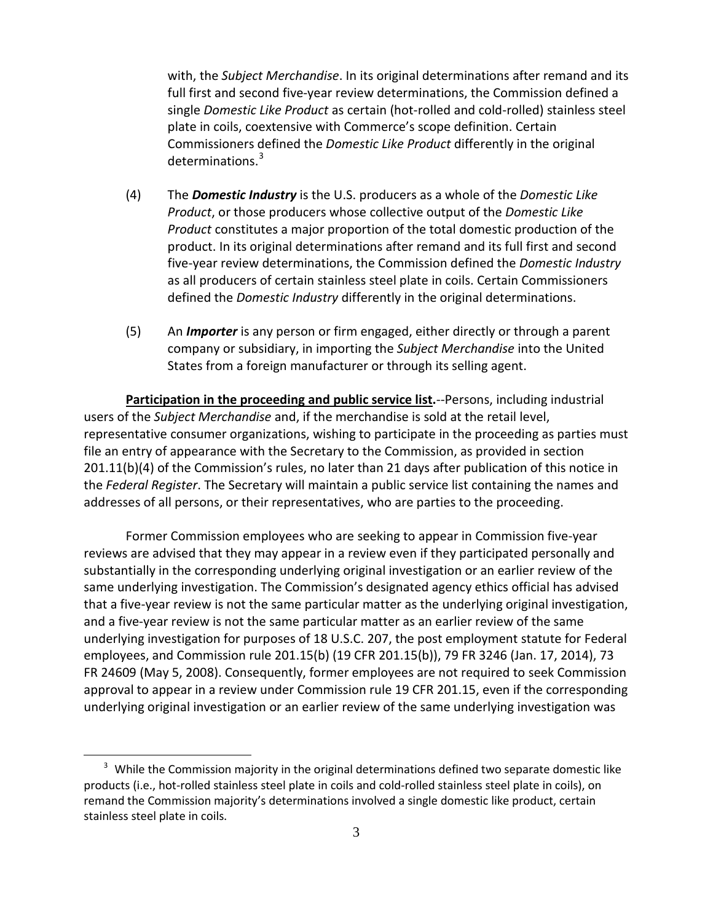with, the *Subject Merchandise*. In its original determinations after remand and its full first and second five-year review determinations, the Commission defined a single *Domestic Like Product* as certain (hot-rolled and cold-rolled) stainless steel plate in coils, coextensive with Commerce's scope definition. Certain Commissioners defined the *Domestic Like Product* differently in the original determinations.[3]

(4) The ***Domestic Industry*** is the U.S. producers as a whole of the *Domestic Like Product*, or those producers whose collective output of the *Domestic Like Product* constitutes a major proportion of the total domestic production of the product. In its original determinations after remand and its full first and second five-year review determinations, the Commission defined the *Domestic Industry* as all producers of certain stainless steel plate in coils. Certain Commissioners defined the *Domestic Industry* differently in the original determinations.

(5) An ***Importer*** is any person or firm engaged, either directly or through a parent company or subsidiary, in importing the *Subject Merchandise* into the United States from a foreign manufacturer or through its selling agent.

**Participation in the proceeding and public service list.**--Persons, including industrial users of the *Subject Merchandise* and, if the merchandise is sold at the retail level, representative consumer organizations, wishing to participate in the proceeding as parties must file an entry of appearance with the Secretary to the Commission, as provided in section 201.11(b)(4) of the Commission's rules, no later than 21 days after publication of this notice in the *Federal Register*. The Secretary will maintain a public service list containing the names and addresses of all persons, or their representatives, who are parties to the proceeding.

Former Commission employees who are seeking to appear in Commission five-year reviews are advised that they may appear in a review even if they participated personally and substantially in the corresponding underlying original investigation or an earlier review of the same underlying investigation. The Commission's designated agency ethics official has advised that a five-year review is not the same particular matter as the underlying original investigation, and a five-year review is not the same particular matter as an earlier review of the same underlying investigation for purposes of 18 U.S.C. 207, the post employment statute for Federal employees, and Commission rule 201.15(b) (19 CFR 201.15(b)), 79 FR 3246 (Jan. 17, 2014), 73 FR 24609 (May 5, 2008). Consequently, former employees are not required to seek Commission approval to appear in a review under Commission rule 19 CFR 201.15, even if the corresponding underlying original investigation or an earlier review of the same underlying investigation was

[3] While the Commission majority in the original determinations defined two separate domestic like products (i.e., hot-rolled stainless steel plate in coils and cold-rolled stainless steel plate in coils), on remand the Commission majority's determinations involved a single domestic like product, certain stainless steel plate in coils.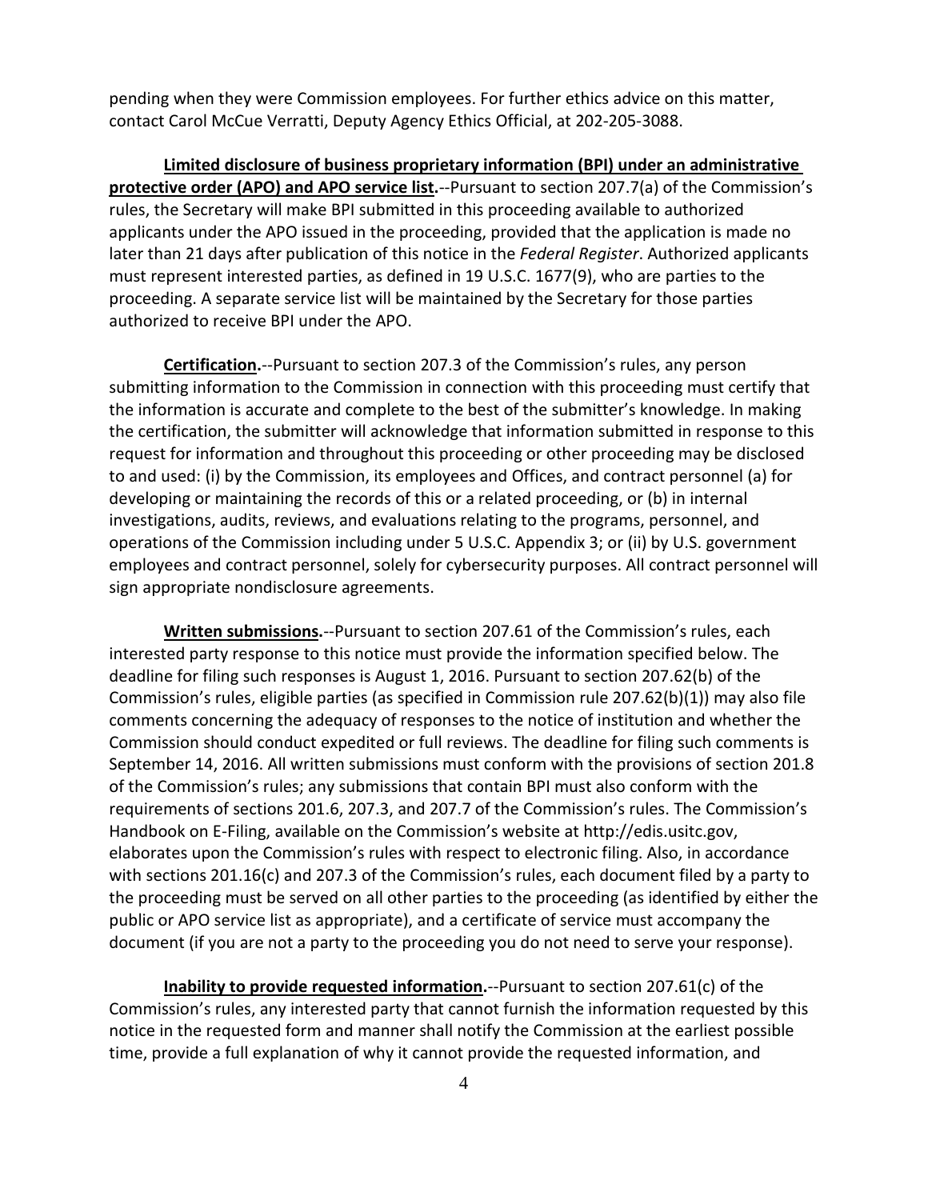pending when they were Commission employees. For further ethics advice on this matter, contact Carol McCue Verratti, Deputy Agency Ethics Official, at 202-205-3088.

**Limited disclosure of business proprietary information (BPI) under an administrative protective order (APO) and APO service list.**--Pursuant to section 207.7(a) of the Commission's rules, the Secretary will make BPI submitted in this proceeding available to authorized applicants under the APO issued in the proceeding, provided that the application is made no later than 21 days after publication of this notice in the *Federal Register*. Authorized applicants must represent interested parties, as defined in 19 U.S.C. 1677(9), who are parties to the proceeding. A separate service list will be maintained by the Secretary for those parties authorized to receive BPI under the APO.

**Certification.**--Pursuant to section 207.3 of the Commission's rules, any person submitting information to the Commission in connection with this proceeding must certify that the information is accurate and complete to the best of the submitter's knowledge. In making the certification, the submitter will acknowledge that information submitted in response to this request for information and throughout this proceeding or other proceeding may be disclosed to and used: (i) by the Commission, its employees and Offices, and contract personnel (a) for developing or maintaining the records of this or a related proceeding, or (b) in internal investigations, audits, reviews, and evaluations relating to the programs, personnel, and operations of the Commission including under 5 U.S.C. Appendix 3; or (ii) by U.S. government employees and contract personnel, solely for cybersecurity purposes. All contract personnel will sign appropriate nondisclosure agreements.

**Written submissions.**--Pursuant to section 207.61 of the Commission's rules, each interested party response to this notice must provide the information specified below. The deadline for filing such responses is August 1, 2016. Pursuant to section 207.62(b) of the Commission's rules, eligible parties (as specified in Commission rule 207.62(b)(1)) may also file comments concerning the adequacy of responses to the notice of institution and whether the Commission should conduct expedited or full reviews. The deadline for filing such comments is September 14, 2016. All written submissions must conform with the provisions of section 201.8 of the Commission's rules; any submissions that contain BPI must also conform with the requirements of sections 201.6, 207.3, and 207.7 of the Commission's rules. The Commission's Handbook on E-Filing, available on the Commission's website at http://edis.usitc.gov, elaborates upon the Commission's rules with respect to electronic filing. Also, in accordance with sections 201.16(c) and 207.3 of the Commission's rules, each document filed by a party to the proceeding must be served on all other parties to the proceeding (as identified by either the public or APO service list as appropriate), and a certificate of service must accompany the document (if you are not a party to the proceeding you do not need to serve your response).

**Inability to provide requested information.**--Pursuant to section 207.61(c) of the Commission's rules, any interested party that cannot furnish the information requested by this notice in the requested form and manner shall notify the Commission at the earliest possible time, provide a full explanation of why it cannot provide the requested information, and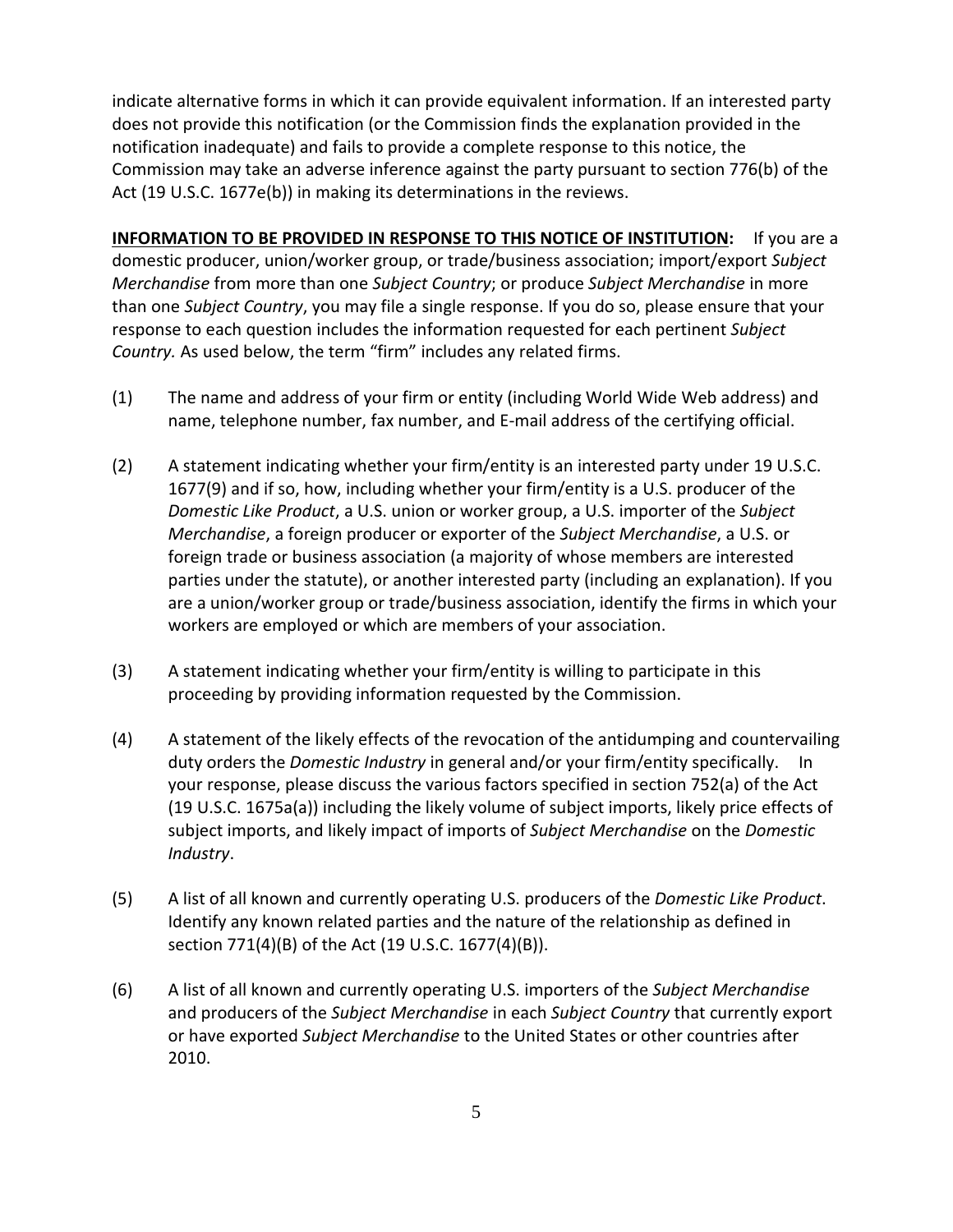indicate alternative forms in which it can provide equivalent information. If an interested party does not provide this notification (or the Commission finds the explanation provided in the notification inadequate) and fails to provide a complete response to this notice, the Commission may take an adverse inference against the party pursuant to section 776(b) of the Act (19 U.S.C. 1677e(b)) in making its determinations in the reviews.

**INFORMATION TO BE PROVIDED IN RESPONSE TO THIS NOTICE OF INSTITUTION:** If you are a domestic producer, union/worker group, or trade/business association; import/export *Subject Merchandise* from more than one *Subject Country*; or produce *Subject Merchandise* in more than one *Subject Country*, you may file a single response. If you do so, please ensure that your response to each question includes the information requested for each pertinent *Subject Country.* As used below, the term "firm" includes any related firms.

(1) The name and address of your firm or entity (including World Wide Web address) and name, telephone number, fax number, and E-mail address of the certifying official.

(2) A statement indicating whether your firm/entity is an interested party under 19 U.S.C. 1677(9) and if so, how, including whether your firm/entity is a U.S. producer of the *Domestic Like Product*, a U.S. union or worker group, a U.S. importer of the *Subject Merchandise*, a foreign producer or exporter of the *Subject Merchandise*, a U.S. or foreign trade or business association (a majority of whose members are interested parties under the statute), or another interested party (including an explanation). If you are a union/worker group or trade/business association, identify the firms in which your workers are employed or which are members of your association.

(3) A statement indicating whether your firm/entity is willing to participate in this proceeding by providing information requested by the Commission.

(4) A statement of the likely effects of the revocation of the antidumping and countervailing duty orders the *Domestic Industry* in general and/or your firm/entity specifically. In your response, please discuss the various factors specified in section 752(a) of the Act (19 U.S.C. 1675a(a)) including the likely volume of subject imports, likely price effects of subject imports, and likely impact of imports of *Subject Merchandise* on the *Domestic Industry*.

(5) A list of all known and currently operating U.S. producers of the *Domestic Like Product*. Identify any known related parties and the nature of the relationship as defined in section 771(4)(B) of the Act (19 U.S.C. 1677(4)(B)).

(6) A list of all known and currently operating U.S. importers of the *Subject Merchandise* and producers of the *Subject Merchandise* in each *Subject Country* that currently export or have exported *Subject Merchandise* to the United States or other countries after 2010.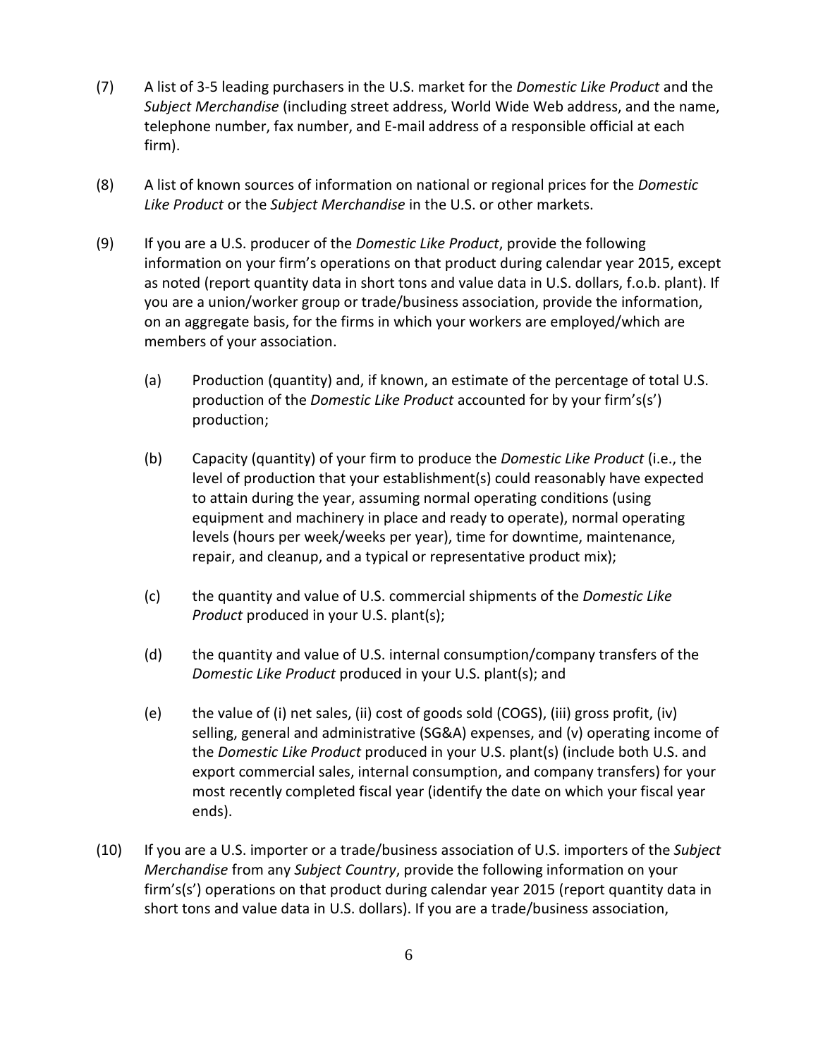(7) A list of 3-5 leading purchasers in the U.S. market for the *Domestic Like Product* and the *Subject Merchandise* (including street address, World Wide Web address, and the name, telephone number, fax number, and E-mail address of a responsible official at each firm).

(8) A list of known sources of information on national or regional prices for the *Domestic Like Product* or the *Subject Merchandise* in the U.S. or other markets.

(9) If you are a U.S. producer of the *Domestic Like Product*, provide the following information on your firm's operations on that product during calendar year 2015, except as noted (report quantity data in short tons and value data in U.S. dollars, f.o.b. plant). If you are a union/worker group or trade/business association, provide the information, on an aggregate basis, for the firms in which your workers are employed/which are members of your association.

   (a) Production (quantity) and, if known, an estimate of the percentage of total U.S. production of the *Domestic Like Product* accounted for by your firm's(s') production;

   (b) Capacity (quantity) of your firm to produce the *Domestic Like Product* (i.e., the level of production that your establishment(s) could reasonably have expected to attain during the year, assuming normal operating conditions (using equipment and machinery in place and ready to operate), normal operating levels (hours per week/weeks per year), time for downtime, maintenance, repair, and cleanup, and a typical or representative product mix);

   (c) the quantity and value of U.S. commercial shipments of the *Domestic Like Product* produced in your U.S. plant(s);

   (d) the quantity and value of U.S. internal consumption/company transfers of the *Domestic Like Product* produced in your U.S. plant(s); and

   (e) the value of (i) net sales, (ii) cost of goods sold (COGS), (iii) gross profit, (iv) selling, general and administrative (SG&A) expenses, and (v) operating income of the *Domestic Like Product* produced in your U.S. plant(s) (include both U.S. and export commercial sales, internal consumption, and company transfers) for your most recently completed fiscal year (identify the date on which your fiscal year ends).

(10) If you are a U.S. importer or a trade/business association of U.S. importers of the *Subject Merchandise* from any *Subject Country*, provide the following information on your firm's(s') operations on that product during calendar year 2015 (report quantity data in short tons and value data in U.S. dollars). If you are a trade/business association,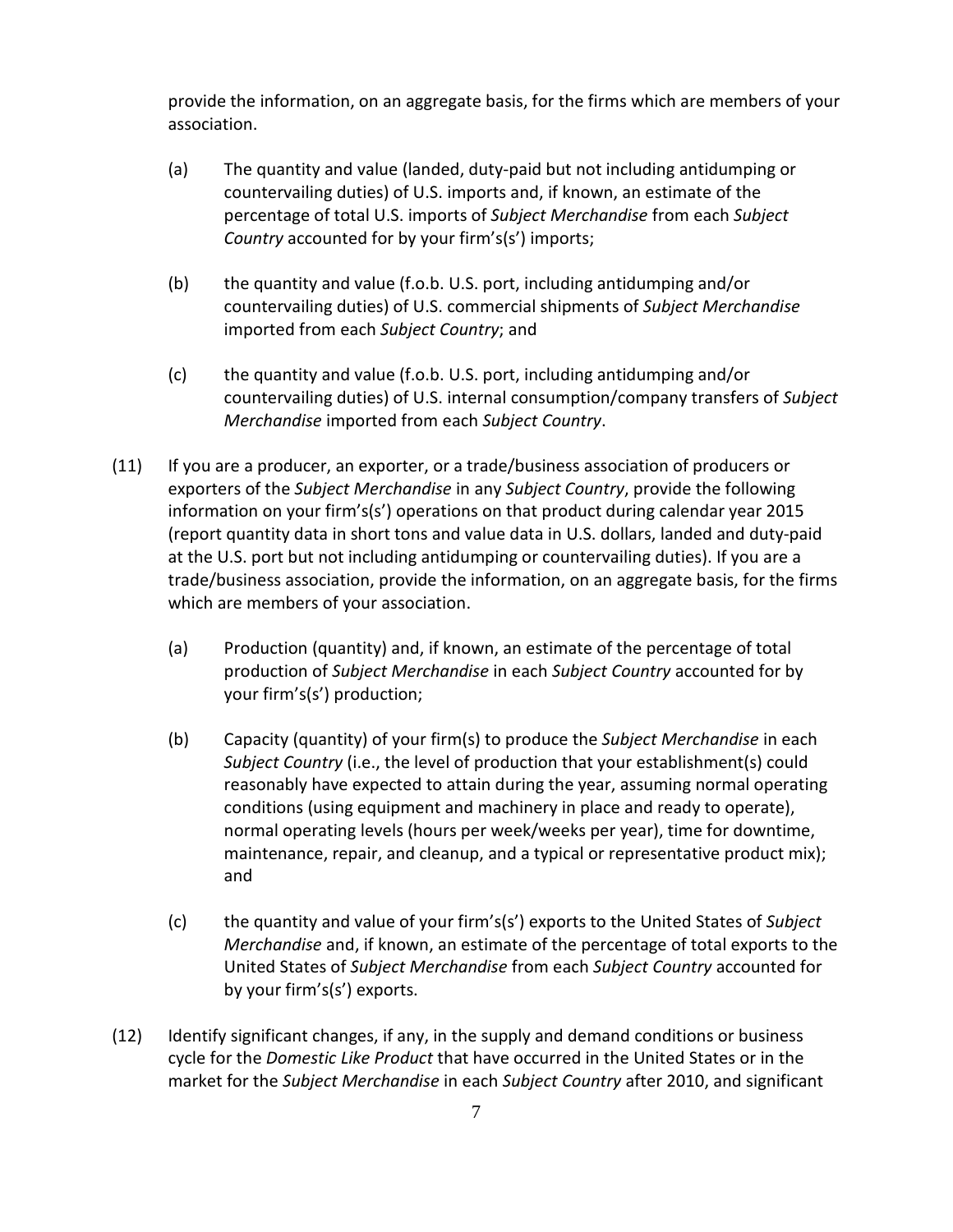provide the information, on an aggregate basis, for the firms which are members of your association.

(a) The quantity and value (landed, duty-paid but not including antidumping or countervailing duties) of U.S. imports and, if known, an estimate of the percentage of total U.S. imports of *Subject Merchandise* from each *Subject Country* accounted for by your firm's(s') imports;

(b) the quantity and value (f.o.b. U.S. port, including antidumping and/or countervailing duties) of U.S. commercial shipments of *Subject Merchandise* imported from each *Subject Country*; and

(c) the quantity and value (f.o.b. U.S. port, including antidumping and/or countervailing duties) of U.S. internal consumption/company transfers of *Subject Merchandise* imported from each *Subject Country*.

(11) If you are a producer, an exporter, or a trade/business association of producers or exporters of the *Subject Merchandise* in any *Subject Country*, provide the following information on your firm's(s') operations on that product during calendar year 2015 (report quantity data in short tons and value data in U.S. dollars, landed and duty-paid at the U.S. port but not including antidumping or countervailing duties). If you are a trade/business association, provide the information, on an aggregate basis, for the firms which are members of your association.

(a) Production (quantity) and, if known, an estimate of the percentage of total production of *Subject Merchandise* in each *Subject Country* accounted for by your firm's(s') production;

(b) Capacity (quantity) of your firm(s) to produce the *Subject Merchandise* in each *Subject Country* (i.e., the level of production that your establishment(s) could reasonably have expected to attain during the year, assuming normal operating conditions (using equipment and machinery in place and ready to operate), normal operating levels (hours per week/weeks per year), time for downtime, maintenance, repair, and cleanup, and a typical or representative product mix); and

(c) the quantity and value of your firm's(s') exports to the United States of *Subject Merchandise* and, if known, an estimate of the percentage of total exports to the United States of *Subject Merchandise* from each *Subject Country* accounted for by your firm's(s') exports.

(12) Identify significant changes, if any, in the supply and demand conditions or business cycle for the *Domestic Like Product* that have occurred in the United States or in the market for the *Subject Merchandise* in each *Subject Country* after 2010, and significant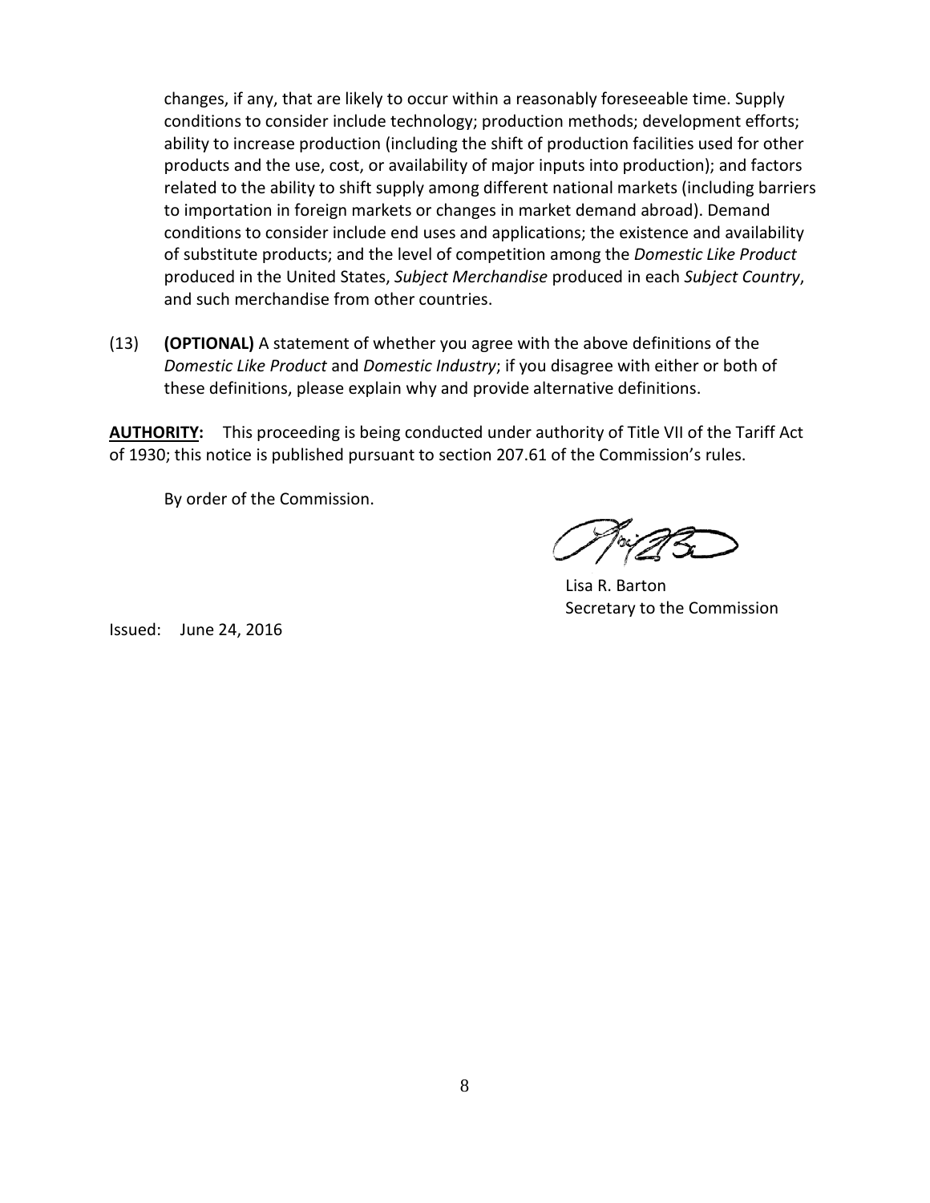changes, if any, that are likely to occur within a reasonably foreseeable time. Supply conditions to consider include technology; production methods; development efforts; ability to increase production (including the shift of production facilities used for other products and the use, cost, or availability of major inputs into production); and factors related to the ability to shift supply among different national markets (including barriers to importation in foreign markets or changes in market demand abroad). Demand conditions to consider include end uses and applications; the existence and availability of substitute products; and the level of competition among the *Domestic Like Product* produced in the United States, *Subject Merchandise* produced in each *Subject Country*, and such merchandise from other countries.

(13) **(OPTIONAL)** A statement of whether you agree with the above definitions of the *Domestic Like Product* and *Domestic Industry*; if you disagree with either or both of these definitions, please explain why and provide alternative definitions.

**AUTHORITY:** This proceeding is being conducted under authority of Title VII of the Tariff Act of 1930; this notice is published pursuant to section 207.61 of the Commission's rules.

By order of the Commission.

Lisa R. Barton
Secretary to the Commission

Issued: June 24, 2016